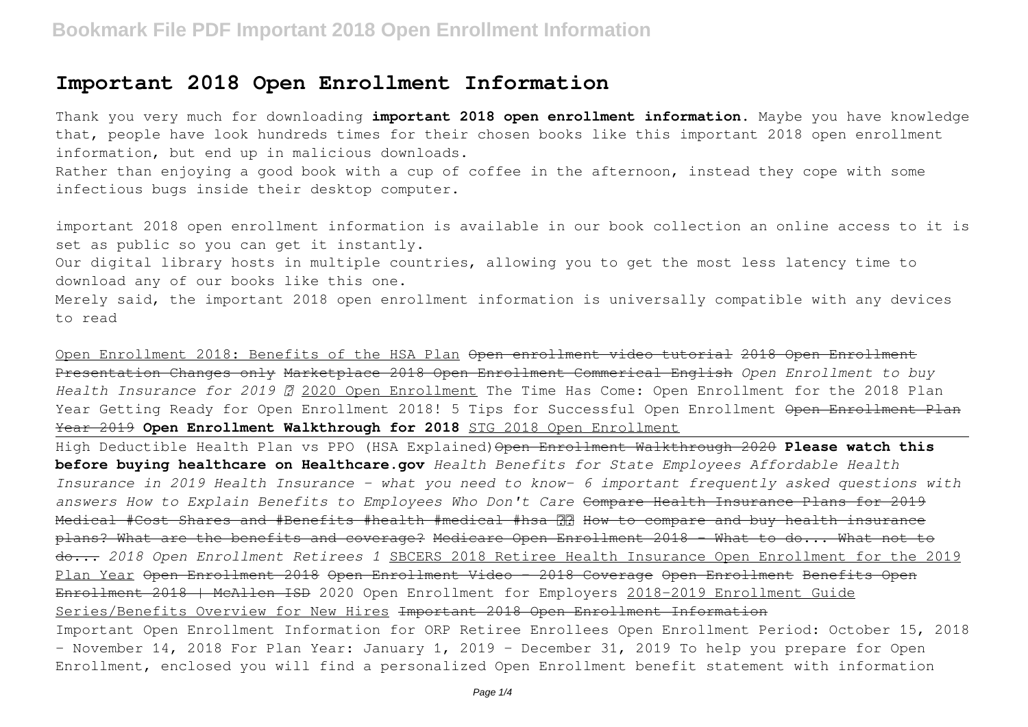# Important 2018 Open Enrollment Information

Thank you very much for downloading **important 2018 open enrollment information**. Maybe you have knowledge that, people have look hundreds times for their chosen books like this important 2018 open enrollment information, but end up in malicious downloads.

Rather than enjoying a good book with a cup of coffee in the afternoon, instead they cope with some infectious bugs inside their desktop computer.

important 2018 open enrollment information is available in our book collection an online access to it is set as public so you can get it instantly.

Our digital library hosts in multiple countries, allowing you to get the most less latency time to download any of our books like this one.

Merely said, the important 2018 open enrollment information is universally compatible with any devices to read

Open Enrollment 2018: Benefits of the HSA Plan ~~Open enrollment video tutorial~~ ~~2018 Open Enrollment Presentation Changes only~~ ~~Marketplace 2018 Open Enrollment Commerical English~~ *Open Enrollment to buy Health Insurance for 2019* ✅ 2020 Open Enrollment The Time Has Come: Open Enrollment for the 2018 Plan Year Getting Ready for Open Enrollment 2018! 5 Tips for Successful Open Enrollment ~~Open Enrollment Plan Year 2019~~ **Open Enrollment Walkthrough for 2018** STG 2018 Open Enrollment

High Deductible Health Plan vs PPO (HSA Explained) ~~Open Enrollment Walkthrough 2020~~ **Please watch this before buying healthcare on Healthcare.gov** *Health Benefits for State Employees Affordable Health Insurance in 2019 Health Insurance - what you need to know- 6 important frequently asked questions with answers How to Explain Benefits to Employees Who Don't Care* ~~Compare Health Insurance Plans for 2019 Medical #Cost Shares and #Benefits #health #medical #hsa~~ ~~How to compare and buy health insurance plans? What are the benefits and coverage?~~ ~~Medicare Open Enrollment 2018 - What to do... What not to do...~~ *2018 Open Enrollment Retirees 1* SBCERS 2018 Retiree Health Insurance Open Enrollment for the 2019 Plan Year ~~Open Enrollment 2018~~ ~~Open Enrollment Video - 2018 Coverage~~ ~~Open Enrollment~~ ~~Benefits Open Enrollment 2018 | McAllen ISD~~ 2020 Open Enrollment for Employers 2018-2019 Enrollment Guide Series/Benefits Overview for New Hires ~~Important 2018 Open Enrollment Information~~

Important Open Enrollment Information for ORP Retiree Enrollees Open Enrollment Period: October 15, 2018 - November 14, 2018 For Plan Year: January 1, 2019 - December 31, 2019 To help you prepare for Open Enrollment, enclosed you will find a personalized Open Enrollment benefit statement with information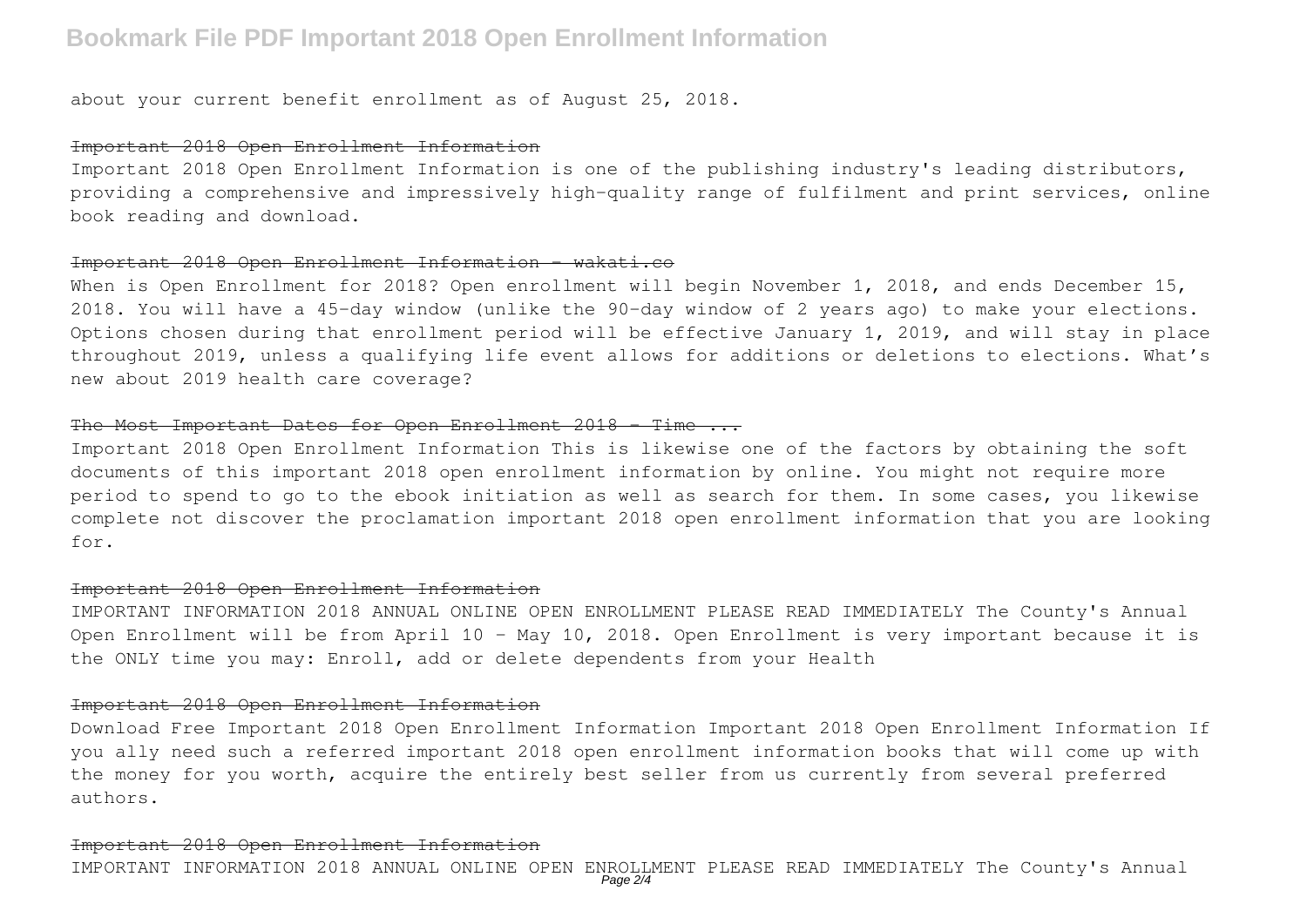about your current benefit enrollment as of August 25, 2018.

## Important 2018 Open Enrollment Information

Important 2018 Open Enrollment Information is one of the publishing industry's leading distributors, providing a comprehensive and impressively high-quality range of fulfilment and print services, online book reading and download.

## Important 2018 Open Enrollment Information - wakati.co

When is Open Enrollment for 2018? Open enrollment will begin November 1, 2018, and ends December 15, 2018. You will have a 45-day window (unlike the 90-day window of 2 years ago) to make your elections. Options chosen during that enrollment period will be effective January 1, 2019, and will stay in place throughout 2019, unless a qualifying life event allows for additions or deletions to elections. What's new about 2019 health care coverage?

## The Most Important Dates for Open Enrollment 2018 - Time ...

Important 2018 Open Enrollment Information This is likewise one of the factors by obtaining the soft documents of this important 2018 open enrollment information by online. You might not require more period to spend to go to the ebook initiation as well as search for them. In some cases, you likewise complete not discover the proclamation important 2018 open enrollment information that you are looking for.

## Important 2018 Open Enrollment Information

IMPORTANT INFORMATION 2018 ANNUAL ONLINE OPEN ENROLLMENT PLEASE READ IMMEDIATELY The County's Annual Open Enrollment will be from April 10 – May 10, 2018. Open Enrollment is very important because it is the ONLY time you may: Enroll, add or delete dependents from your Health

## Important 2018 Open Enrollment Information

Download Free Important 2018 Open Enrollment Information Important 2018 Open Enrollment Information If you ally need such a referred important 2018 open enrollment information books that will come up with the money for you worth, acquire the entirely best seller from us currently from several preferred authors.

## Important 2018 Open Enrollment Information

IMPORTANT INFORMATION 2018 ANNUAL ONLINE OPEN ENROLLMENT PLEASE READ IMMEDIATELY The County's Annual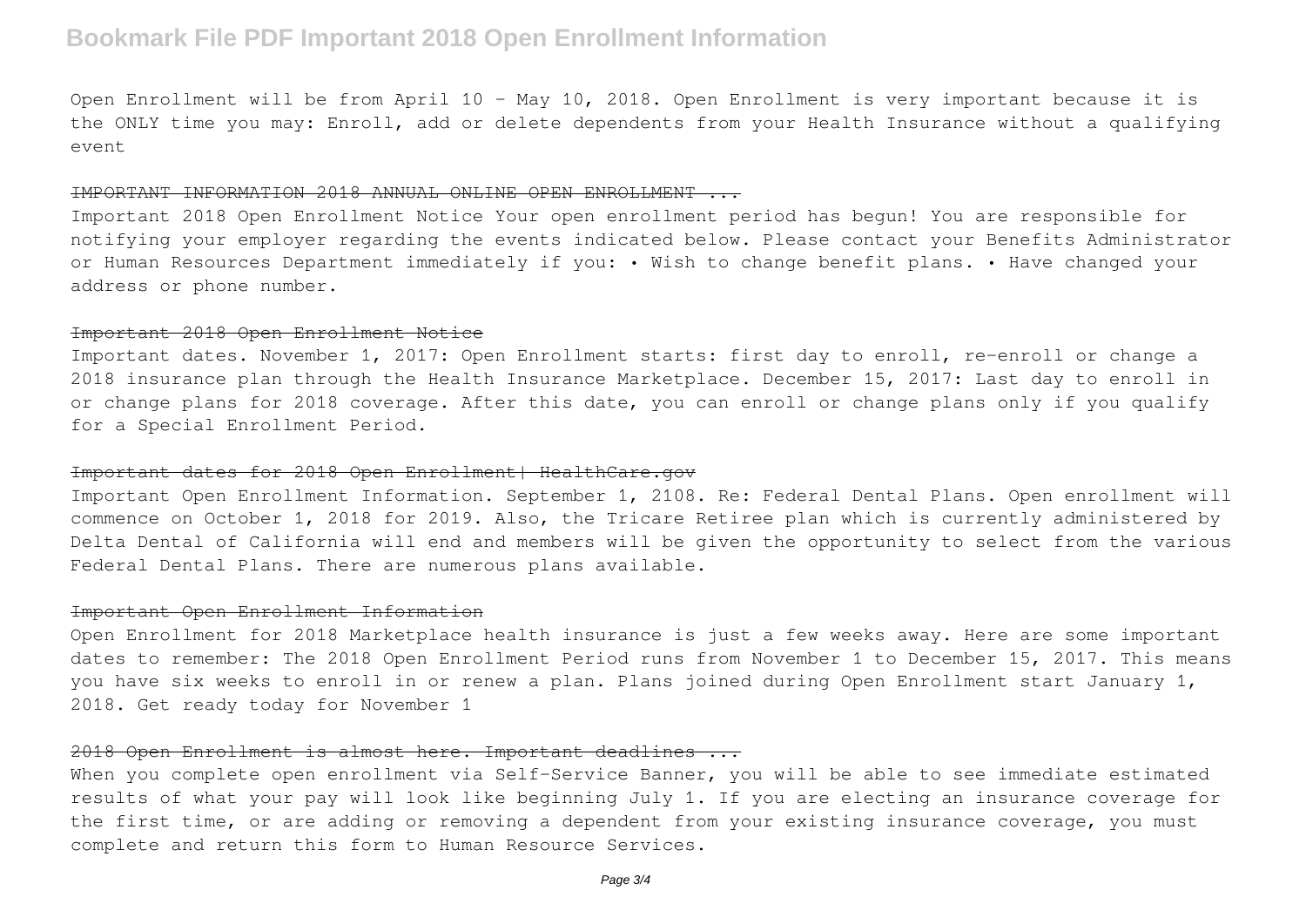Open Enrollment will be from April 10 - May 10, 2018. Open Enrollment is very important because it is the ONLY time you may: Enroll, add or delete dependents from your Health Insurance without a qualifying event

### ~~IMPORTANT INFORMATION 2018 ANNUAL ONLINE OPEN ENROLLMENT ...~~

Important 2018 Open Enrollment Notice Your open enrollment period has begun! You are responsible for notifying your employer regarding the events indicated below. Please contact your Benefits Administrator or Human Resources Department immediately if you: • Wish to change benefit plans. • Have changed your address or phone number.

### ~~Important 2018 Open Enrollment Notice~~

Important dates. November 1, 2017: Open Enrollment starts: first day to enroll, re-enroll or change a 2018 insurance plan through the Health Insurance Marketplace. December 15, 2017: Last day to enroll in or change plans for 2018 coverage. After this date, you can enroll or change plans only if you qualify for a Special Enrollment Period.

### ~~Important dates for 2018 Open Enrollment| HealthCare.gov~~

Important Open Enrollment Information. September 1, 2108. Re: Federal Dental Plans. Open enrollment will commence on October 1, 2018 for 2019. Also, the Tricare Retiree plan which is currently administered by Delta Dental of California will end and members will be given the opportunity to select from the various Federal Dental Plans. There are numerous plans available.

### ~~Important Open Enrollment Information~~

Open Enrollment for 2018 Marketplace health insurance is just a few weeks away. Here are some important dates to remember: The 2018 Open Enrollment Period runs from November 1 to December 15, 2017. This means you have six weeks to enroll in or renew a plan. Plans joined during Open Enrollment start January 1, 2018. Get ready today for November 1

### ~~2018 Open Enrollment is almost here. Important deadlines ...~~

When you complete open enrollment via Self-Service Banner, you will be able to see immediate estimated results of what your pay will look like beginning July 1. If you are electing an insurance coverage for the first time, or are adding or removing a dependent from your existing insurance coverage, you must complete and return this form to Human Resource Services.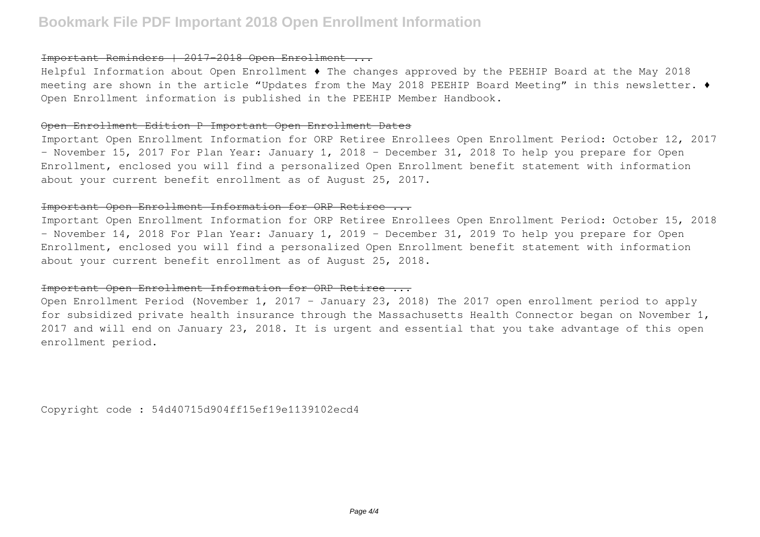Important Reminders | 2017-2018 Open Enrollment ...

Helpful Information about Open Enrollment ♦ The changes approved by the PEEHIP Board at the May 2018 meeting are shown in the article "Updates from the May 2018 PEEHIP Board Meeting" in this newsletter. ♦ Open Enrollment information is published in the PEEHIP Member Handbook.

Open Enrollment Edition P Important Open Enrollment Dates

Important Open Enrollment Information for ORP Retiree Enrollees Open Enrollment Period: October 12, 2017 - November 15, 2017 For Plan Year: January 1, 2018 - December 31, 2018 To help you prepare for Open Enrollment, enclosed you will find a personalized Open Enrollment benefit statement with information about your current benefit enrollment as of August 25, 2017.

Important Open Enrollment Information for ORP Retiree ...

Important Open Enrollment Information for ORP Retiree Enrollees Open Enrollment Period: October 15, 2018 - November 14, 2018 For Plan Year: January 1, 2019 - December 31, 2019 To help you prepare for Open Enrollment, enclosed you will find a personalized Open Enrollment benefit statement with information about your current benefit enrollment as of August 25, 2018.

Important Open Enrollment Information for ORP Retiree ...

Open Enrollment Period (November 1, 2017 - January 23, 2018) The 2017 open enrollment period to apply for subsidized private health insurance through the Massachusetts Health Connector began on November 1, 2017 and will end on January 23, 2018. It is urgent and essential that you take advantage of this open enrollment period.

Copyright code : 54d40715d904ff15ef19e1139102ecd4